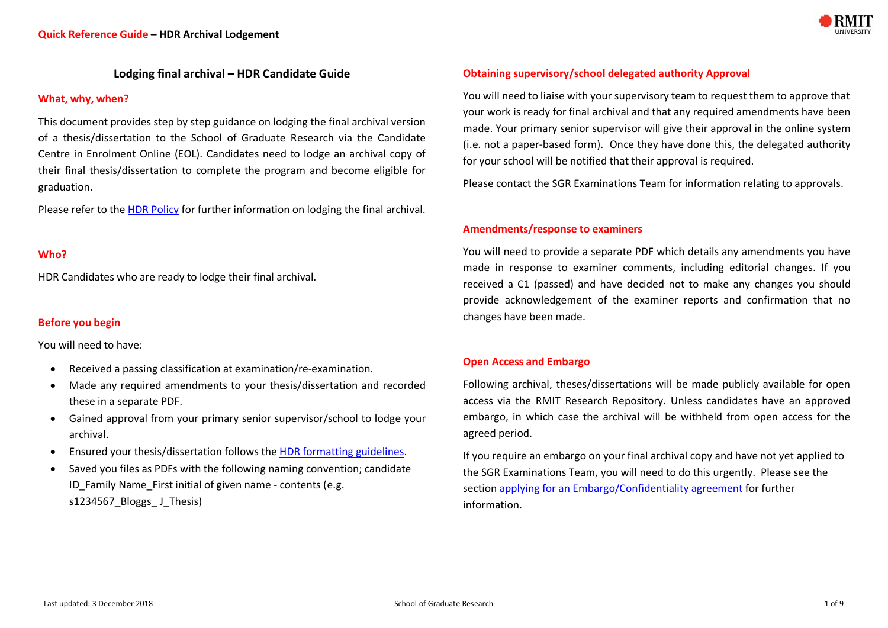# Lodging final archival – HDR Candidate Guide

## What, why, when?

This document provides step by step guidance on lodging the final archival version of a thesis/dissertation to the School of Graduate Research via the Candidate Centre in Enrolment Online (EOL). Candidates need to lodge an archival copy of their final thesis/dissertation to complete the program and become eligible for graduation.

Please refer to the [HDR Policy] for further information on lodging the final archival.

## Who?

HDR Candidates who are ready to lodge their final archival.

## Before you begin

You will need to have:

- Received a passing classification at examination/re-examination.
- Made any required amendments to your thesis/dissertation and recorded these in a separate PDF.
- Gained approval from your primary senior supervisor/school to lodge your archival.
- Ensured your thesis/dissertation follows the [HDR formatting guidelines].
- Saved you files as PDFs with the following naming convention; candidate ID_Family Name_First initial of given name - contents (e.g. s1234567_Bloggs_ J_Thesis)

## Obtaining supervisory/school delegated authority Approval

You will need to liaise with your supervisory team to request them to approve that your work is ready for final archival and that any required amendments have been made. Your primary senior supervisor will give their approval in the online system (i.e. not a paper-based form). Once they have done this, the delegated authority for your school will be notified that their approval is required.

Please contact the SGR Examinations Team for information relating to approvals.

## Amendments/response to examiners

You will need to provide a separate PDF which details any amendments you have made in response to examiner comments, including editorial changes. If you received a C1 (passed) and have decided not to make any changes you should provide acknowledgement of the examiner reports and confirmation that no changes have been made.

## Open Access and Embargo

Following archival, theses/dissertations will be made publicly available for open access via the RMIT Research Repository. Unless candidates have an approved embargo, in which case the archival will be withheld from open access for the agreed period.

If you require an embargo on your final archival copy and have not yet applied to the SGR Examinations Team, you will need to do this urgently. Please see the section [applying for an Embargo/Confidentiality agreement] for further information.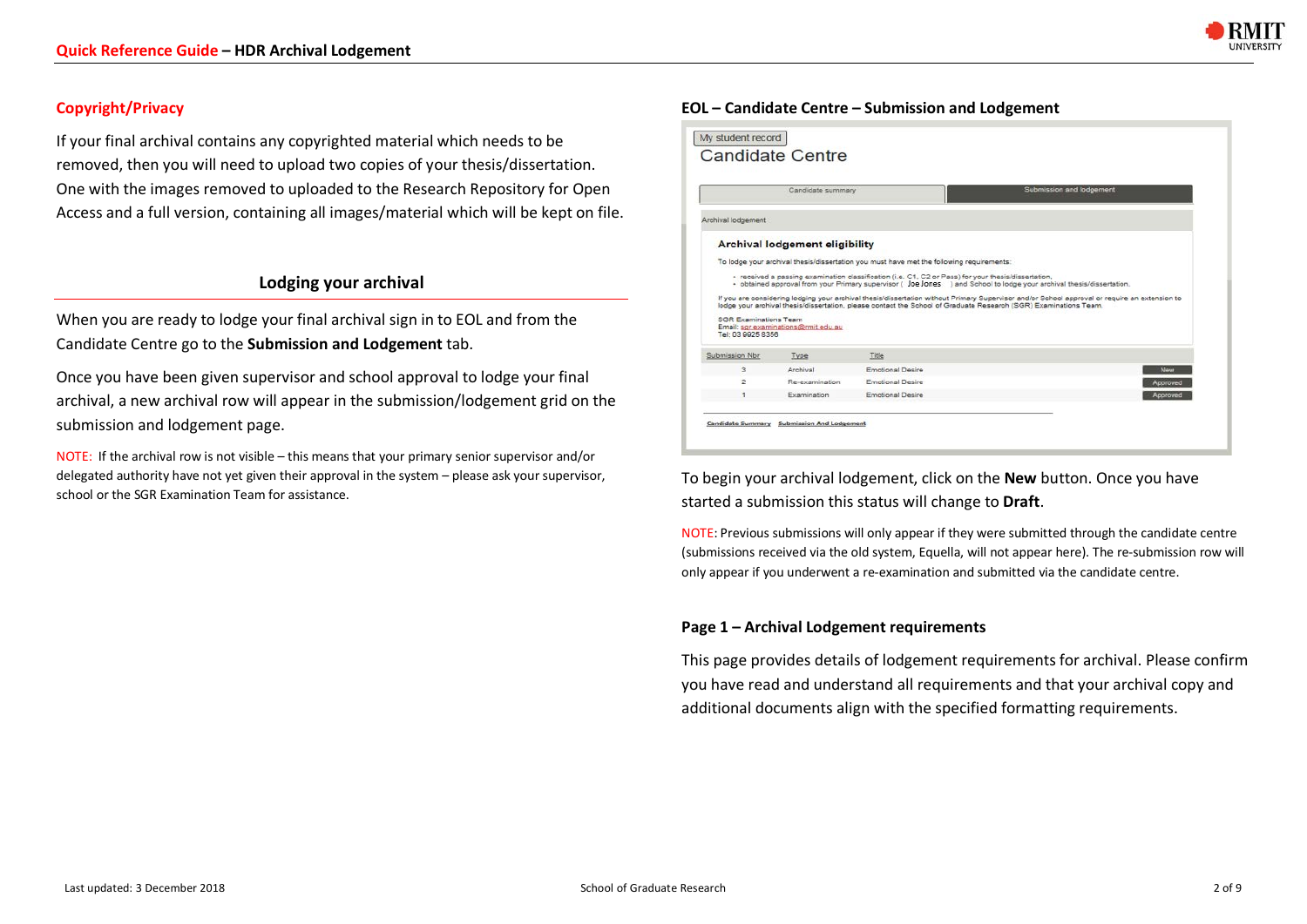## Copyright/Privacy

If your final archival contains any copyrighted material which needs to be removed, then you will need to upload two copies of your thesis/dissertation. One with the images removed to uploaded to the Research Repository for Open Access and a full version, containing all images/material which will be kept on file.

## Lodging your archival

When you are ready to lodge your final archival sign in to EOL and from the Candidate Centre go to the **Submission and Lodgement** tab.

Once you have been given supervisor and school approval to lodge your final archival, a new archival row will appear in the submission/lodgement grid on the submission and lodgement page.

NOTE: If the archival row is not visible – this means that your primary senior supervisor and/or delegated authority have not yet given their approval in the system – please ask your supervisor, school or the SGR Examination Team for assistance.

### EOL – Candidate Centre – Submission and Lodgement

My student record

Candidate Centre

Candidate summary | Submission and lodgement

Archival lodgement

**Archival lodgement eligibility**

To lodge your archival thesis/dissertation you must have met the following requirements:

- received a passing examination classification (i.e. C1, C2 or Pass) for your thesis/dissertation.
- obtained approval from your Primary supervisor ( Joe Jones ) and School to lodge your archival thesis/dissertation.

If you are considering lodging your archival thesis/dissertation without Primary Supervisor and/or School approval or require an extension to lodge your archival thesis/dissertation, please contact the School of Graduate Research (SGR) Examinations Team.

SGR Examinations Team
Email: sgr.examinations@rmit.edu.au
Tel: 03 9925 8356

| Submission Nbr | Type | Title | |
|---|---|---|---|
| 3 | Archival | Emotional Desire | New |
| 2 | Re-examination | Emotional Desire | Approved |
| 1 | Examination | Emotional Desire | Approved |

Candidate Summary   Submission And Lodgement

To begin your archival lodgement, click on the **New** button. Once you have started a submission this status will change to **Draft**.

NOTE: Previous submissions will only appear if they were submitted through the candidate centre (submissions received via the old system, Equella, will not appear here). The re-submission row will only appear if you underwent a re-examination and submitted via the candidate centre.

### Page 1 – Archival Lodgement requirements

This page provides details of lodgement requirements for archival. Please confirm you have read and understand all requirements and that your archival copy and additional documents align with the specified formatting requirements.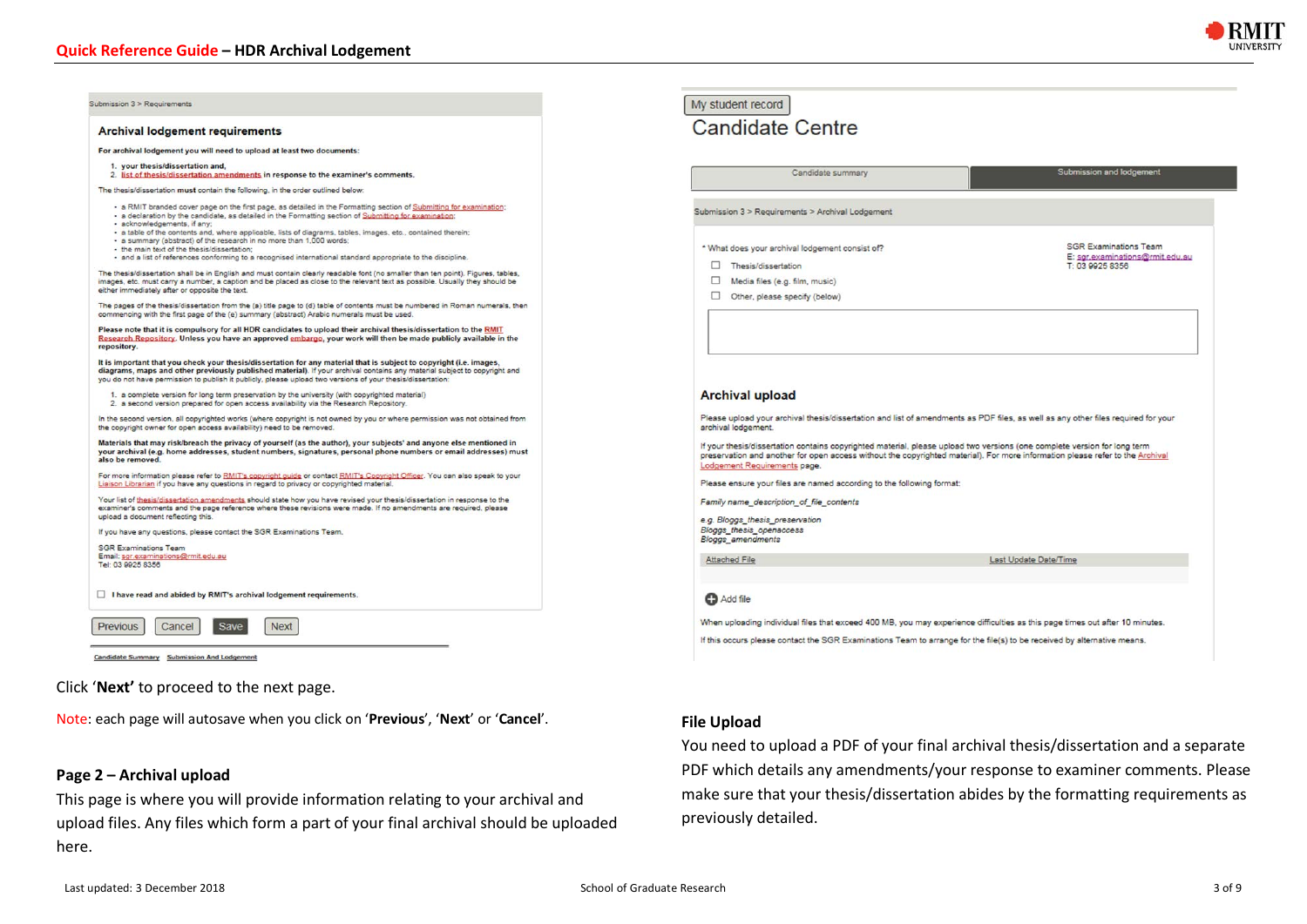Submission 3 > Requirements

### Archival lodgement requirements

**For archival lodgement you will need to upload at least two documents:**

1. **your thesis/dissertation and,**
2. **list of thesis/dissertation amendments in response to the examiner's comments.**

The thesis/dissertation **must** contain the following, in the order outlined below:

- a RMIT branded cover page on the first page, as detailed in the Formatting section of Submitting for examination;
- a declaration by the candidate, as detailed in the Formatting section of Submitting for examination;
- acknowledgements, if any;
- a table of the contents and, where applicable, lists of diagrams, tables, images, etc., contained therein;
- a summary (abstract) of the research in no more than 1,000 words;
- the main text of the thesis/dissertation;
- and a list of references conforming to a recognised international standard appropriate to the discipline.

The thesis/dissertation shall be in English and must contain clearly readable font (no smaller than ten point). Figures, tables, images, etc. must carry a number, a caption and be placed as close to the relevant text as possible. Usually they should be either immediately after or opposite the text.

The pages of the thesis/dissertation from the (a) title page to (d) table of contents must be numbered in Roman numerals, then commencing with the first page of the (e) summary (abstract) Arabic numerals must be used.

**Please note that it is compulsory for all HDR candidates to upload their archival thesis/dissertation to the RMIT Research Repository. Unless you have an approved embargo, your work will then be made publicly available in the repository.**

**It is important that you check your thesis/dissertation for any material that is subject to copyright (i.e. images, diagrams, maps and other previously published material).** If your archival contains any material subject to copyright and you do not have permission to publish it publicly, please upload two versions of your thesis/dissertation:

1. a complete version for long term preservation by the university (with copyrighted material)
2. a second version prepared for open access availability via the Research Repository.

In the second version, all copyrighted works (where copyright is not owned by you or where permission was not obtained from the copyright owner for open access availability) need to be removed.

**Materials that may risk/breach the privacy of yourself (as the author), your subjects' and anyone else mentioned in your archival (e.g. home addresses, student numbers, signatures, personal phone numbers or email addresses) must also be removed.**

For more information please refer to RMIT's copyright guide or contact RMIT's Copyright Officer. You can also speak to your Liaison Librarian if you have any questions in regard to privacy or copyrighted material.

Your list of thesis/dissertation amendments should state how you have revised your thesis/dissertation in response to the examiner's comments and the page reference where these revisions were made. If no amendments are required, please upload a document reflecting this.

If you have any questions, please contact the SGR Examinations Team.

SGR Examinations Team
Email: sgr.examinations@rmit.edu.au
Tel: 03 9925 8356

☐ **I have read and abided by RMIT's archival lodgement requirements.**

Previous | Cancel | Save | Next

Candidate Summary   Submission And Lodgement

Click '**Next'** to proceed to the next page.

Note: each page will autosave when you click on '**Previous**', '**Next**' or '**Cancel**'.

## Page 2 – Archival upload

This page is where you will provide information relating to your archival and upload files. Any files which form a part of your final archival should be uploaded here.

My student record

Candidate Centre

Candidate summary | Submission and lodgement

Submission 3 > Requirements > Archival Lodgement

\* What does your archival lodgement consist of?

☐ Thesis/dissertation
☐ Media files (e.g. film, music)
☐ Other, please specify (below)

SGR Examinations Team
E: sgr.examinations@rmit.edu.au
T: 03 9925 8356

### Archival upload

Please upload your archival thesis/dissertation and list of amendments as PDF files, as well as any other files required for your archival lodgement.

If your thesis/dissertation contains copyrighted material, please upload two versions (one complete version for long term preservation and another for open access without the copyrighted material). For more information please refer to the Archival Lodgement Requirements page.

Please ensure your files are named according to the following format:

*Family name_description_of_file_contents*

*e.g. Bloggs_thesis_preservation*
*Bloggs_thesis_openaccess*
*Bloggs_amendments*

| Attached File | Last Update Date/Time |
| --- | --- |
| | |

Add file

When uploading individual files that exceed 400 MB, you may experience difficulties as this page times out after 10 minutes.

If this occurs please contact the SGR Examinations Team to arrange for the file(s) to be received by alternative means.

## File Upload

You need to upload a PDF of your final archival thesis/dissertation and a separate PDF which details any amendments/your response to examiner comments. Please make sure that your thesis/dissertation abides by the formatting requirements as previously detailed.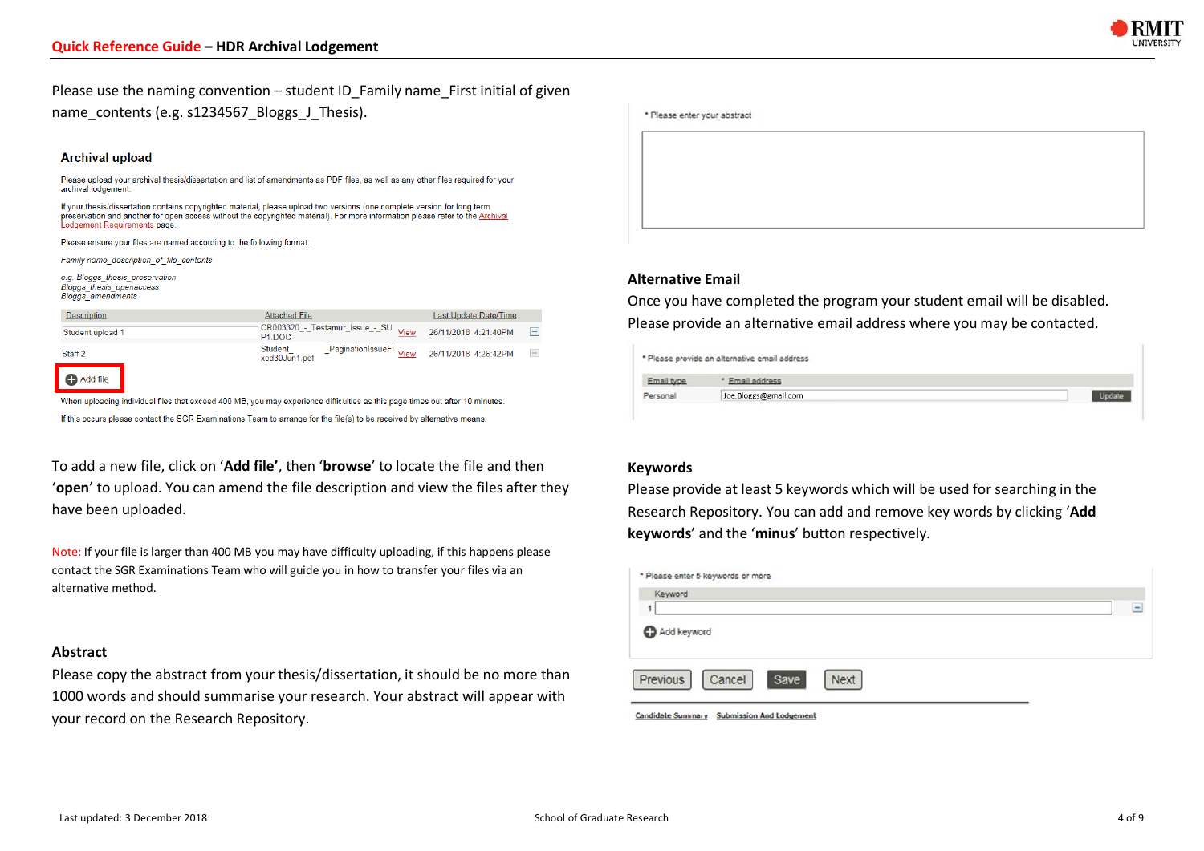Please use the naming convention – student ID_Family name_First initial of given name_contents (e.g. s1234567_Bloggs_J_Thesis).

### Archival upload

Please upload your archival thesis/dissertation and list of amendments as PDF files, as well as any other files required for your archival lodgement.

If your thesis/dissertation contains copyrighted material, please upload two versions (one complete version for long term preservation and another for open access without the copyrighted material). For more information please refer to the Archival Lodgement Requirements page.

Please ensure your files are named according to the following format:

*Family name_description_of_file_contents*

*e.g. Bloggs_thesis_preservation*
*Bloggs_thesis_openaccess*
*Bloggs_amendments*

| Description | Attached File | | Last Update Date/Time | |
|---|---|---|---|---|
| Student upload 1 | CR003320_-_Testamur_Issue_-_SUP1.DOC | View | 26/11/2018 4:21:40PM | ⊟ |
| Staff 2 | Student_ _PaginationIssueFixed30Jun1.pdf | View | 26/11/2018 4:26:42PM | ⊟ |

Add file

When uploading individual files that exceed 400 MB, you may experience difficulties as this page times out after 10 minutes.

If this occurs please contact the SGR Examinations Team to arrange for the file(s) to be received by alternative means.

To add a new file, click on '**Add file**', then '**browse**' to locate the file and then '**open**' to upload. You can amend the file description and view the files after they have been uploaded.

Note: If your file is larger than 400 MB you may have difficulty uploading, if this happens please contact the SGR Examinations Team who will guide you in how to transfer your files via an alternative method.

## Abstract

Please copy the abstract from your thesis/dissertation, it should be no more than 1000 words and should summarise your research. Your abstract will appear with your record on the Research Repository.

\* Please enter your abstract

## Alternative Email

Once you have completed the program your student email will be disabled. Please provide an alternative email address where you may be contacted.

\* Please provide an alternative email address

| Email type | * Email address | |
|---|---|---|
| Personal | Joe.Bloggs@gmail.com | Update |

## Keywords

Please provide at least 5 keywords which will be used for searching in the Research Repository. You can add and remove key words by clicking '**Add keywords**' and the '**minus**' button respectively.

\* Please enter 5 keywords or more

| | Keyword | |
|---|---|---|
| 1 | | ⊟ |

Add keyword

Previous | Cancel | Save | Next

Candidate Summary | Submission And Lodgement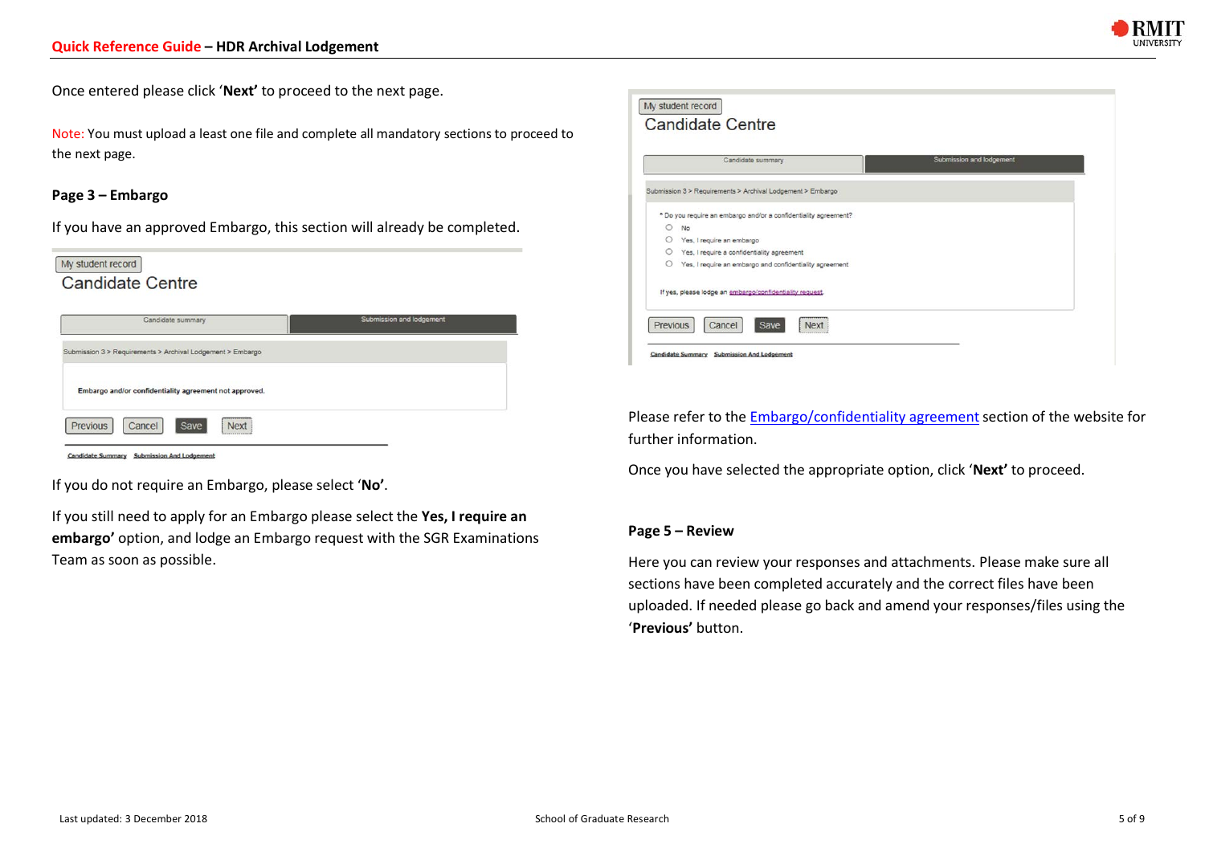Once entered please click '**Next'** to proceed to the next page.

Note: You must upload a least one file and complete all mandatory sections to proceed to the next page.

### Page 3 – Embargo

If you have an approved Embargo, this section will already be completed.

My student record

Candidate Centre

Candidate summary | Submission and lodgement

Submission 3 > Requirements > Archival Lodgement > Embargo

Embargo and/or confidentiality agreement not approved.

Previous Cancel Save Next

Candidate Summary Submission And Lodgement

If you do not require an Embargo, please select '**No'**.

If you still need to apply for an Embargo please select the **Yes, I require an embargo'** option, and lodge an Embargo request with the SGR Examinations Team as soon as possible.

My student record

Candidate Centre

Candidate summary | Submission and lodgement

Submission 3 > Requirements > Archival Lodgement > Embargo

* Do you require an embargo and/or a confidentiality agreement?

- No
- Yes, I require an embargo
- Yes, I require a confidentiality agreement
- Yes, I require an embargo and confidentiality agreement

If yes, please lodge an embargo/confidentiality request.

Previous Cancel Save Next

Candidate Summary Submission And Lodgement

Please refer to the Embargo/confidentiality agreement section of the website for further information.

Once you have selected the appropriate option, click '**Next'** to proceed.

### Page 5 – Review

Here you can review your responses and attachments. Please make sure all sections have been completed accurately and the correct files have been uploaded. If needed please go back and amend your responses/files using the '**Previous'** button.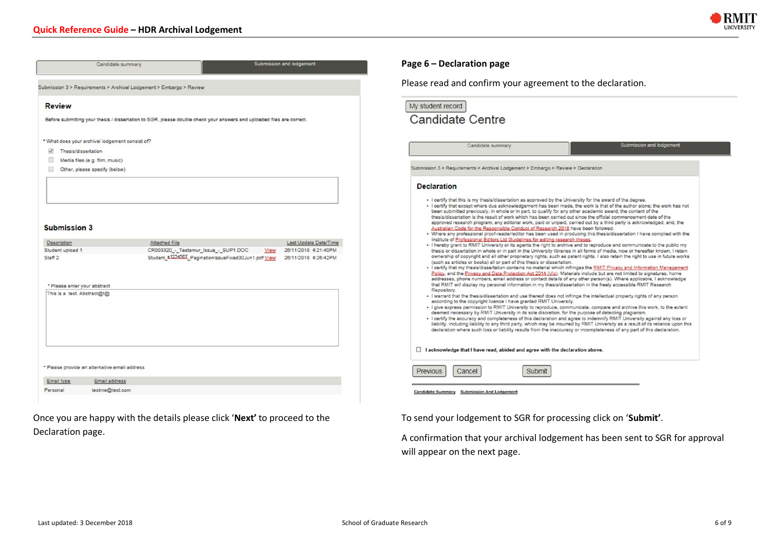Once you are happy with the details please click '**Next'** to proceed to the Declaration page.

**Page 6 – Declaration page**

Please read and confirm your agreement to the declaration.

To send your lodgement to SGR for processing click on '**Submit'**.

A confirmation that your archival lodgement has been sent to SGR for approval will appear on the next page.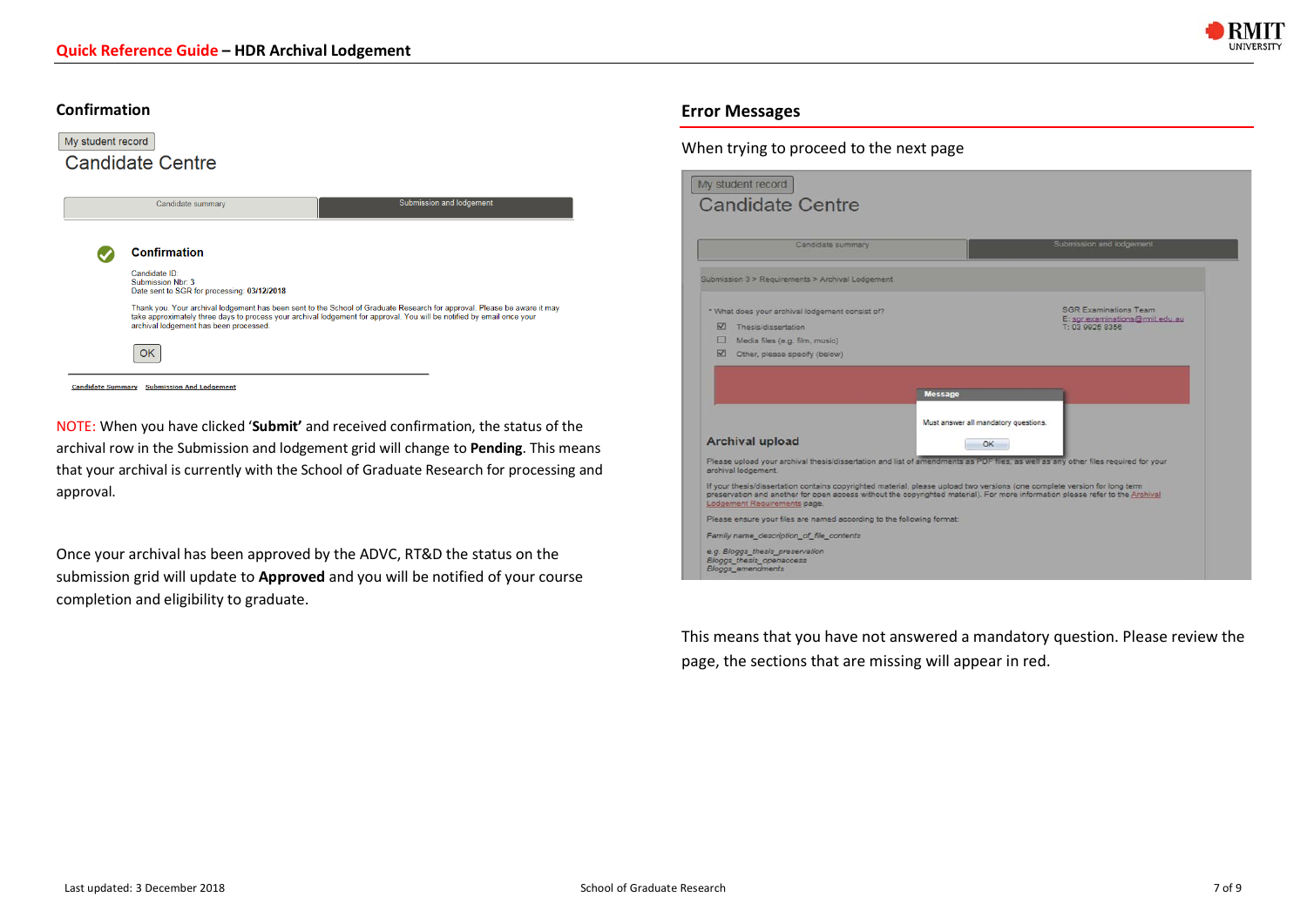## Confirmation

My student record

Candidate Centre

Candidate summary | Submission and lodgement

**Confirmation**

Candidate ID:
Submission Nbr: 3
Date sent to SGR for processing: 03/12/2018

Thank you. Your archival lodgement has been sent to the School of Graduate Research for approval. Please be aware it may take approximately three days to process your archival lodgement for approval. You will be notified by email once your archival lodgement has been processed.

OK

Candidate Summary  Submission And Lodgement

NOTE: When you have clicked '**Submit'** and received confirmation, the status of the archival row in the Submission and lodgement grid will change to **Pending**. This means that your archival is currently with the School of Graduate Research for processing and approval.

Once your archival has been approved by the ADVC, RT&D the status on the submission grid will update to **Approved** and you will be notified of your course completion and eligibility to graduate.

## Error Messages

When trying to proceed to the next page

My student record

Candidate Centre

Candidate summary | Submission and lodgement

Submission 3 > Requirements > Archival Lodgement

\* What does your archival lodgement consist of?

- ☑ Thesis/dissertation
- ☐ Media files (e.g. film, music)
- ☑ Other, please specify (below)

SGR Examinations Team
E: sgr.examinations@rmit.edu.au
T: 03 9925 8386

Message

Must answer all mandatory questions.

OK

**Archival upload**

Please upload your archival thesis/dissertation and list of amendments as PDF files, as well as any other files required for your archival lodgement.

If your thesis/dissertation contains copyrighted material, please upload two versions (one complete version for long term preservation and another for open access without the copyrighted material). For more information please refer to the Archival Lodgement Requirements page.

Please ensure your files are named according to the following format:

*Family name_description_of_file_contents*

*e.g. Bloggs_thesis_preservation*
*Bloggs_thesis_openaccess*
*Bloggs_amendments*

This means that you have not answered a mandatory question. Please review the page, the sections that are missing will appear in red.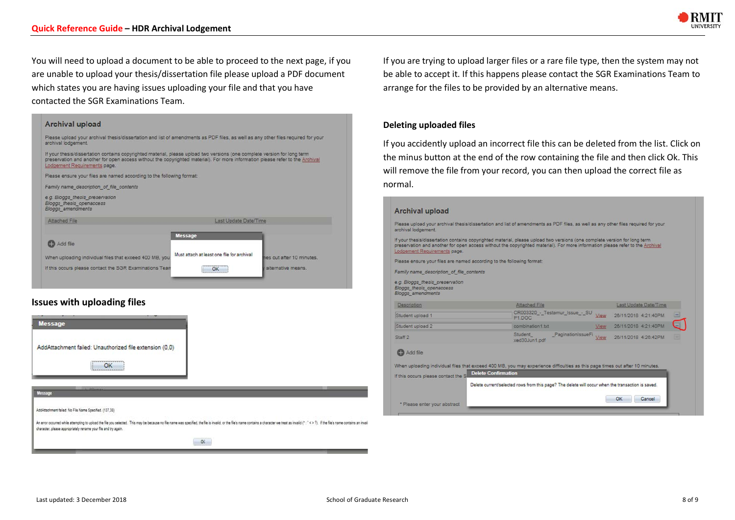You will need to upload a document to be able to proceed to the next page, if you are unable to upload your thesis/dissertation file please upload a PDF document which states you are having issues uploading your file and that you have contacted the SGR Examinations Team.

### Issues with uploading files

If you are trying to upload larger files or a rare file type, then the system may not be able to accept it. If this happens please contact the SGR Examinations Team to arrange for the files to be provided by an alternative means.

### Deleting uploaded files

If you accidently upload an incorrect file this can be deleted from the list. Click on the minus button at the end of the row containing the file and then click Ok. This will remove the file from your record, you can then upload the correct file as normal.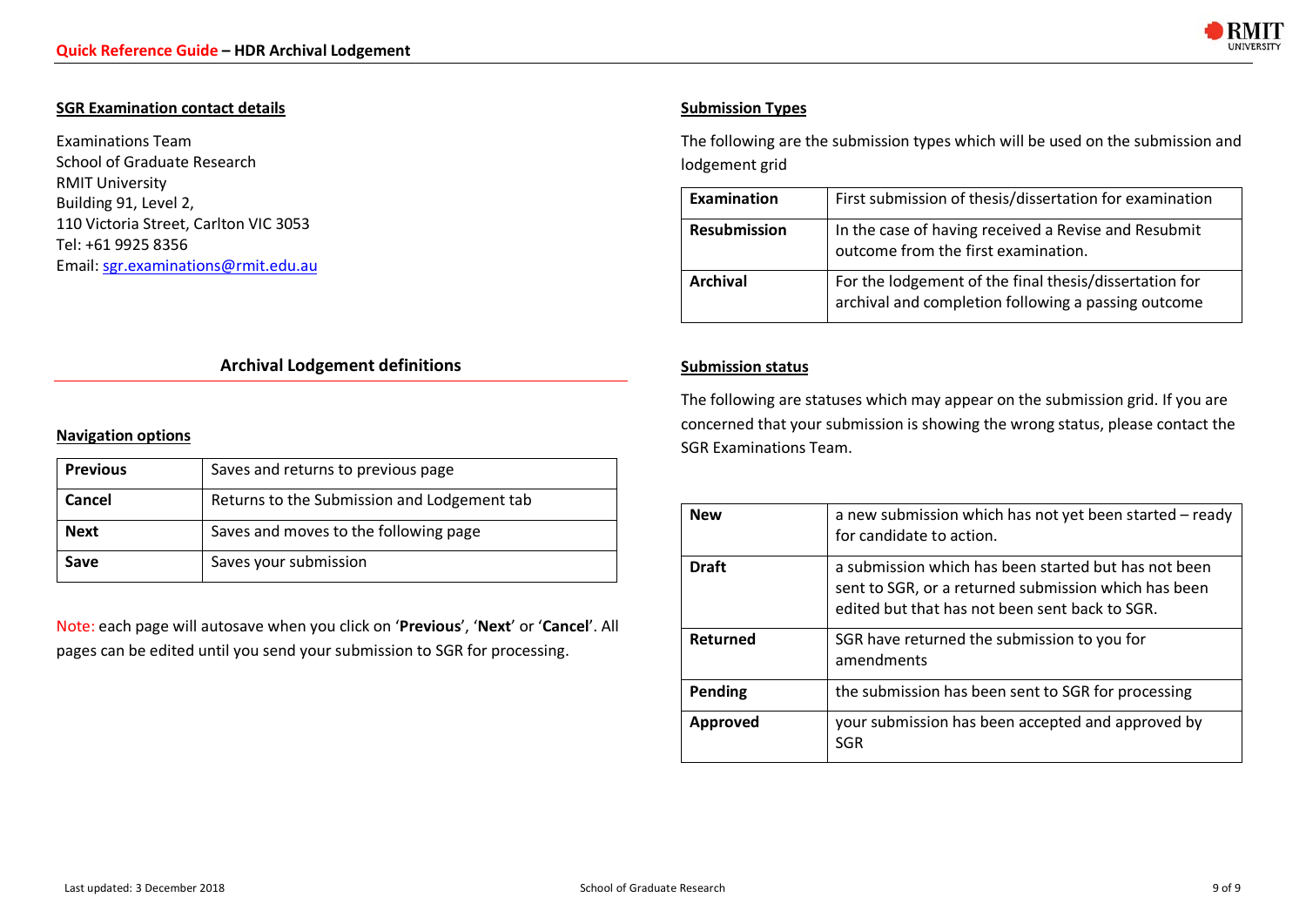**SGR Examination contact details**

Examinations Team
School of Graduate Research
RMIT University
Building 91, Level 2,
110 Victoria Street, Carlton VIC 3053
Tel: +61 9925 8356
Email: sgr.examinations@rmit.edu.au

## Archival Lodgement definitions

**Navigation options**

| | |
|---|---|
| **Previous** | Saves and returns to previous page |
| **Cancel** | Returns to the Submission and Lodgement tab |
| **Next** | Saves and moves to the following page |
| **Save** | Saves your submission |

Note: each page will autosave when you click on '**Previous**', '**Next**' or '**Cancel**'. All pages can be edited until you send your submission to SGR for processing.

**Submission Types**

The following are the submission types which will be used on the submission and lodgement grid

| | |
|---|---|
| **Examination** | First submission of thesis/dissertation for examination |
| **Resubmission** | In the case of having received a Revise and Resubmit outcome from the first examination. |
| **Archival** | For the lodgement of the final thesis/dissertation for archival and completion following a passing outcome |

**Submission status**

The following are statuses which may appear on the submission grid. If you are concerned that your submission is showing the wrong status, please contact the SGR Examinations Team.

| | |
|---|---|
| **New** | a new submission which has not yet been started – ready for candidate to action. |
| **Draft** | a submission which has been started but has not been sent to SGR, or a returned submission which has been edited but that has not been sent back to SGR. |
| **Returned** | SGR have returned the submission to you for amendments |
| **Pending** | the submission has been sent to SGR for processing |
| **Approved** | your submission has been accepted and approved by SGR |